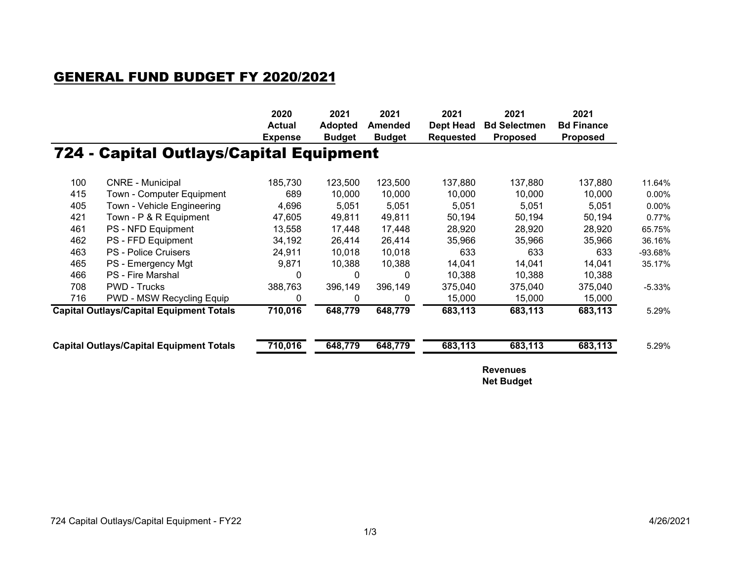## GENERAL FUND BUDGET FY 2020/2021

# 724 - Capital Outlays/Capital Equipment

| | | 2020 Actual Expense | 2021 Adopted Budget | 2021 Amended Budget | 2021 Dept Head Requested | 2021 Bd Selectmen Proposed | 2021 Bd Finance Proposed | |
|---|---|---|---|---|---|---|---|---|
| 100 | CNRE - Municipal | 185,730 | 123,500 | 123,500 | 137,880 | 137,880 | 137,880 | 11.64% |
| 415 | Town - Computer Equipment | 689 | 10,000 | 10,000 | 10,000 | 10,000 | 10,000 | 0.00% |
| 405 | Town - Vehicle Engineering | 4,696 | 5,051 | 5,051 | 5,051 | 5,051 | 5,051 | 0.00% |
| 421 | Town - P & R Equipment | 47,605 | 49,811 | 49,811 | 50,194 | 50,194 | 50,194 | 0.77% |
| 461 | PS - NFD Equipment | 13,558 | 17,448 | 17,448 | 28,920 | 28,920 | 28,920 | 65.75% |
| 462 | PS - FFD Equipment | 34,192 | 26,414 | 26,414 | 35,966 | 35,966 | 35,966 | 36.16% |
| 463 | PS - Police Cruisers | 24,911 | 10,018 | 10,018 | 633 | 633 | 633 | -93.68% |
| 465 | PS - Emergency Mgt | 9,871 | 10,388 | 10,388 | 14,041 | 14,041 | 14,041 | 35.17% |
| 466 | PS - Fire Marshal | 0 | 0 | 0 | 10,388 | 10,388 | 10,388 | |
| 708 | PWD - Trucks | 388,763 | 396,149 | 396,149 | 375,040 | 375,040 | 375,040 | -5.33% |
| 716 | PWD - MSW Recycling Equip | 0 | 0 | 0 | 15,000 | 15,000 | 15,000 | |
| **Capital Outlays/Capital Equipment Totals** | | **710,016** | **648,779** | **648,779** | **683,113** | **683,113** | **683,113** | 5.29% |
| **Capital Outlays/Capital Equipment Totals** | | **710,016** | **648,779** | **648,779** | **683,113** | **683,113** | **683,113** | 5.29% |

**Revenues**
**Net Budget**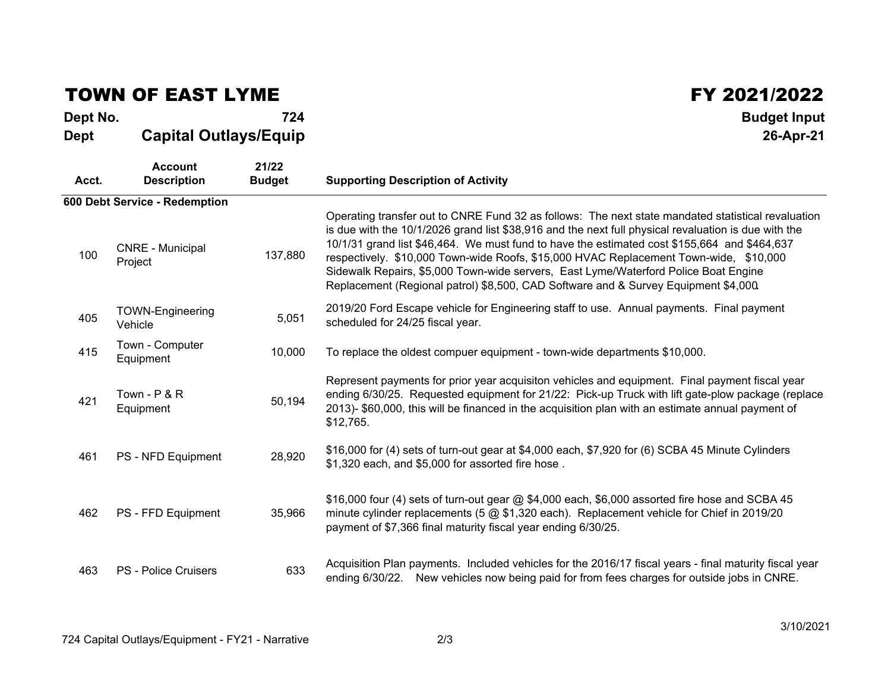# TOWN OF EAST LYME

# FY 2021/2022

**Dept No.** **724**

**Dept** **Capital Outlays/Equip**

**Budget Input**

**26-Apr-21**

| Acct. | Account Description | 21/22 Budget | Supporting Description of Activity |
|---|---|---|---|
| **600 Debt Service - Redemption** | | | |
| 100 | CNRE - Municipal Project | 137,880 | Operating transfer out to CNRE Fund 32 as follows: The next state mandated statistical revaluation is due with the 10/1/2026 grand list $38,916 and the next full physical revaluation is due with the 10/1/31 grand list $46,464. We must fund to have the estimated cost $155,664 and $464,637 respectively. $10,000 Town-wide Roofs, $15,000 HVAC Replacement Town-wide, $10,000 Sidewalk Repairs, $5,000 Town-wide servers, East Lyme/Waterford Police Boat Engine Replacement (Regional patrol) $8,500, CAD Software and & Survey Equipment $4,000. |
| 405 | TOWN-Engineering Vehicle | 5,051 | 2019/20 Ford Escape vehicle for Engineering staff to use. Annual payments. Final payment scheduled for 24/25 fiscal year. |
| 415 | Town - Computer Equipment | 10,000 | To replace the oldest compuer equipment - town-wide departments $10,000. |
| 421 | Town - P & R Equipment | 50,194 | Represent payments for prior year acquisiton vehicles and equipment. Final payment fiscal year ending 6/30/25. Requested equipment for 21/22: Pick-up Truck with lift gate-plow package (replace 2013)- $60,000, this will be financed in the acquisition plan with an estimate annual payment of $12,765. |
| 461 | PS - NFD Equipment | 28,920 | $16,000 for (4) sets of turn-out gear at $4,000 each, $7,920 for (6) SCBA 45 Minute Cylinders $1,320 each, and $5,000 for assorted fire hose . |
| 462 | PS - FFD Equipment | 35,966 | $16,000 four (4) sets of turn-out gear @ $4,000 each, $6,000 assorted fire hose and SCBA 45 minute cylinder replacements (5 @ $1,320 each). Replacement vehicle for Chief in 2019/20 payment of $7,366 final maturity fiscal year ending 6/30/25. |
| 463 | PS - Police Cruisers | 633 | Acquisition Plan payments. Included vehicles for the 2016/17 fiscal years - final maturity fiscal year ending 6/30/22. New vehicles now being paid for from fees charges for outside jobs in CNRE. |

724 Capital Outlays/Equipment - FY21 - Narrative

3/10/2021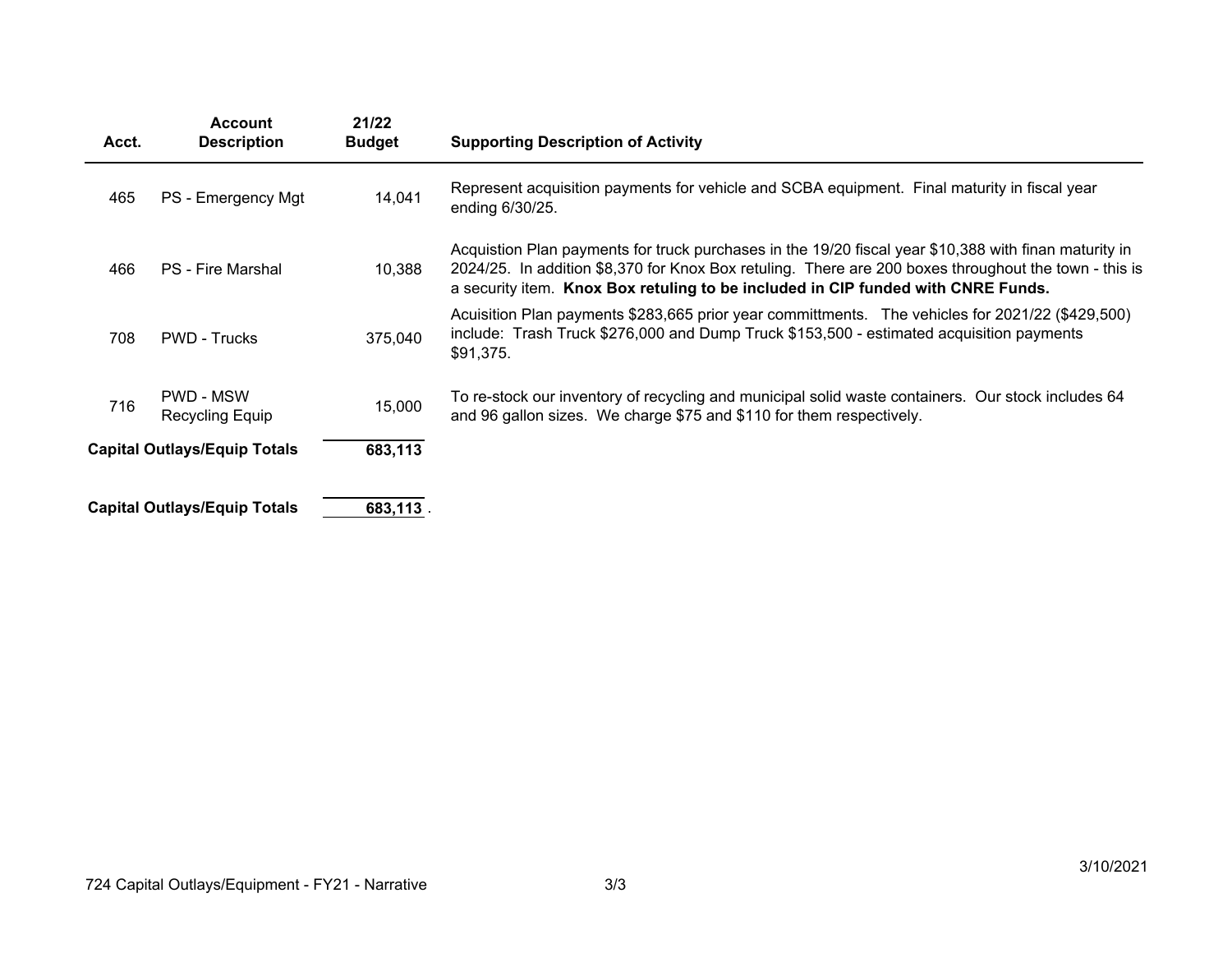| Acct. | Account Description | 21/22 Budget | Supporting Description of Activity |
|---|---|---|---|
| 465 | PS - Emergency Mgt | 14,041 | Represent acquisition payments for vehicle and SCBA equipment. Final maturity in fiscal year ending 6/30/25. |
| 466 | PS - Fire Marshal | 10,388 | Acquistion Plan payments for truck purchases in the 19/20 fiscal year $10,388 with finan maturity in 2024/25. In addition $8,370 for Knox Box retuling. There are 200 boxes throughout the town - this is a security item. **Knox Box retuling to be included in CIP funded with CNRE Funds.** |
| 708 | PWD - Trucks | 375,040 | Acuisition Plan payments $283,665 prior year committments. The vehicles for 2021/22 ($429,500) include: Trash Truck $276,000 and Dump Truck $153,500 - estimated acquisition payments $91,375. |
| 716 | PWD - MSW Recycling Equip | 15,000 | To re-stock our inventory of recycling and municipal solid waste containers. Our stock includes 64 and 96 gallon sizes. We charge $75 and $110 for them respectively. |
| **Capital Outlays/Equip Totals** | | **683,113** | |
| **Capital Outlays/Equip Totals** | | **683,113** . | |

3/10/2021

724 Capital Outlays/Equipment - FY21 - Narrative